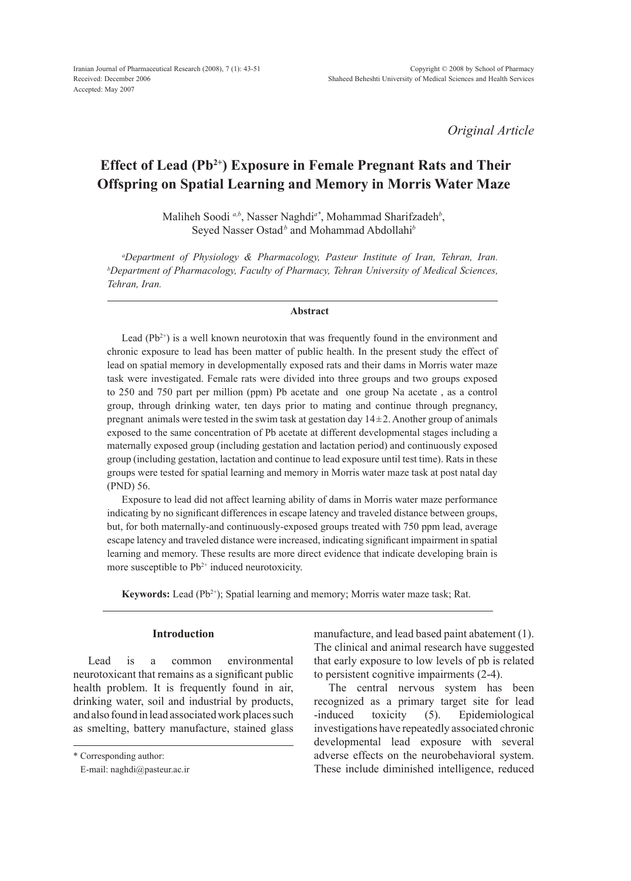Received: December 2006
Accepted: May 2007

*Original Article*

# Effect of Lead ($Pb^{2+}$) Exposure in Female Pregnant Rats and Their Offspring on Spatial Learning and Memory in Morris Water Maze

Maliheh Soodi [a,b], Nasser Naghdi[a*], Mohammad Sharifzadeh[b], Seyed Nasser Ostad[b] and Mohammad Abdollahi[b]

[a]*Department of Physiology & Pharmacology, Pasteur Institute of Iran, Tehran, Iran.* [b]*Department of Pharmacology, Faculty of Pharmacy, Tehran University of Medical Sciences, Tehran, Iran.*

## Abstract

Lead ($Pb^{2+}$) is a well known neurotoxin that was frequently found in the environment and chronic exposure to lead has been matter of public health. In the present study the effect of lead on spatial memory in developmentally exposed rats and their dams in Morris water maze task were investigated. Female rats were divided into three groups and two groups exposed to 250 and 750 part per million (ppm) Pb acetate and one group Na acetate , as a control group, through drinking water, ten days prior to mating and continue through pregnancy, pregnant animals were tested in the swim task at gestation day 14±2. Another group of animals exposed to the same concentration of Pb acetate at different developmental stages including a maternally exposed group (including gestation and lactation period) and continuously exposed group (including gestation, lactation and continue to lead exposure until test time). Rats in these groups were tested for spatial learning and memory in Morris water maze task at post natal day (PND) 56.

Exposure to lead did not affect learning ability of dams in Morris water maze performance indicating by no significant differences in escape latency and traveled distance between groups, but, for both maternally-and continuously-exposed groups treated with 750 ppm lead, average escape latency and traveled distance were increased, indicating significant impairment in spatial learning and memory. These results are more direct evidence that indicate developing brain is more susceptible to $Pb^{2+}$ induced neurotoxicity.

**Keywords:** Lead ($Pb^{2+}$); Spatial learning and memory; Morris water maze task; Rat.

## Introduction

Lead is a common environmental neurotoxicant that remains as a significant public health problem. It is frequently found in air, drinking water, soil and industrial by products, and also found in lead associated work places such as smelting, battery manufacture, stained glass manufacture, and lead based paint abatement (1). The clinical and animal research have suggested that early exposure to low levels of pb is related to persistent cognitive impairments (2-4).

The central nervous system has been recognized as a primary target site for lead -induced toxicity (5). Epidemiological investigations have repeatedly associated chronic developmental lead exposure with several adverse effects on the neurobehavioral system. These include diminished intelligence, reduced

\* Corresponding author:
E-mail: naghdi@pasteur.ac.ir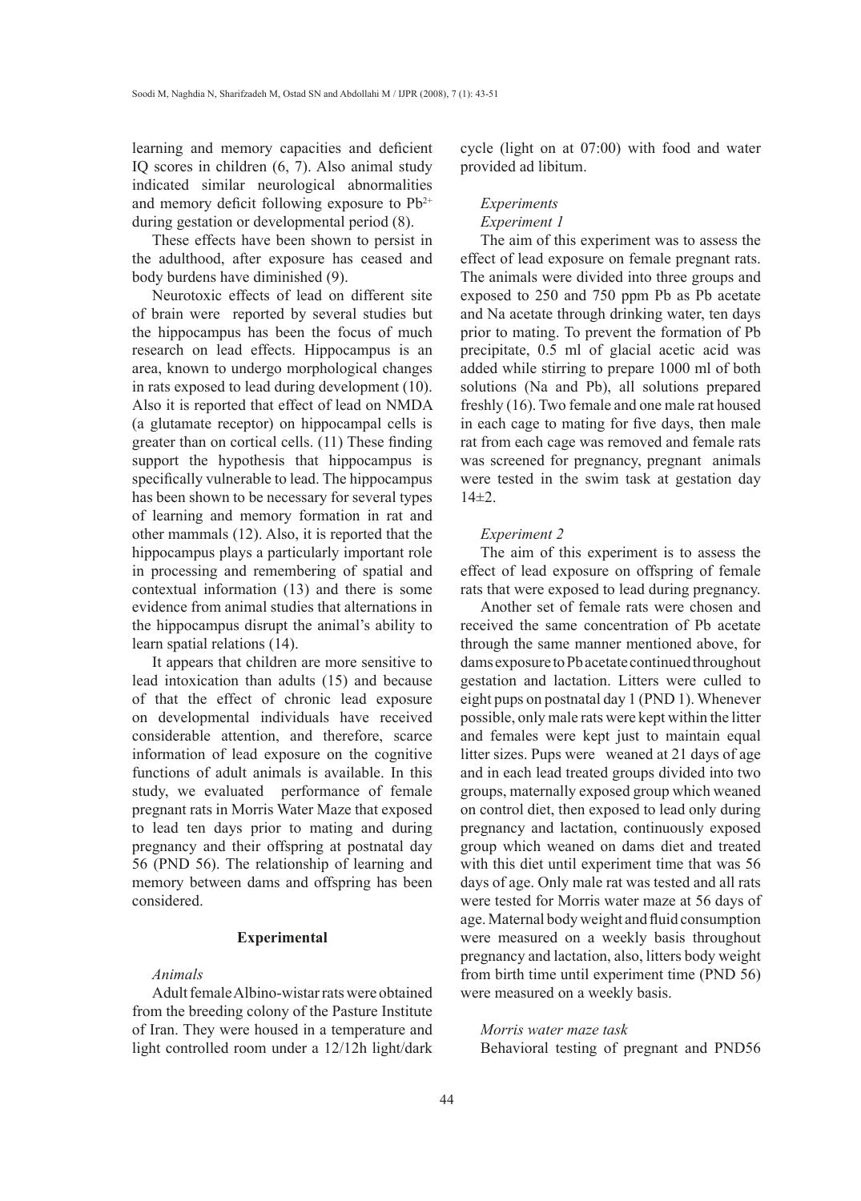learning and memory capacities and deficient IQ scores in children (6, 7). Also animal study indicated similar neurological abnormalities and memory deficit following exposure to $Pb^{2+}$ during gestation or developmental period (8).

These effects have been shown to persist in the adulthood, after exposure has ceased and body burdens have diminished (9).

Neurotoxic effects of lead on different site of brain were reported by several studies but the hippocampus has been the focus of much research on lead effects. Hippocampus is an area, known to undergo morphological changes in rats exposed to lead during development (10). Also it is reported that effect of lead on NMDA (a glutamate receptor) on hippocampal cells is greater than on cortical cells. (11) These finding support the hypothesis that hippocampus is specifically vulnerable to lead. The hippocampus has been shown to be necessary for several types of learning and memory formation in rat and other mammals (12). Also, it is reported that the hippocampus plays a particularly important role in processing and remembering of spatial and contextual information (13) and there is some evidence from animal studies that alternations in the hippocampus disrupt the animal's ability to learn spatial relations (14).

It appears that children are more sensitive to lead intoxication than adults (15) and because of that the effect of chronic lead exposure on developmental individuals have received considerable attention, and therefore, scarce information of lead exposure on the cognitive functions of adult animals is available. In this study, we evaluated performance of female pregnant rats in Morris Water Maze that exposed to lead ten days prior to mating and during pregnancy and their offspring at postnatal day 56 (PND 56). The relationship of learning and memory between dams and offspring has been considered.

## Experimental

*Animals*

Adult female Albino-wistar rats were obtained from the breeding colony of the Pasture Institute of Iran. They were housed in a temperature and light controlled room under a 12/12h light/dark cycle (light on at 07:00) with food and water provided ad libitum.

*Experiments*

*Experiment 1*

The aim of this experiment was to assess the effect of lead exposure on female pregnant rats. The animals were divided into three groups and exposed to 250 and 750 ppm Pb as Pb acetate and Na acetate through drinking water, ten days prior to mating. To prevent the formation of Pb precipitate, 0.5 ml of glacial acetic acid was added while stirring to prepare 1000 ml of both solutions (Na and Pb), all solutions prepared freshly (16). Two female and one male rat housed in each cage to mating for five days, then male rat from each cage was removed and female rats was screened for pregnancy, pregnant animals were tested in the swim task at gestation day 14±2.

*Experiment 2*

The aim of this experiment is to assess the effect of lead exposure on offspring of female rats that were exposed to lead during pregnancy.

Another set of female rats were chosen and received the same concentration of Pb acetate through the same manner mentioned above, for dams exposure to Pb acetate continued throughout gestation and lactation. Litters were culled to eight pups on postnatal day 1 (PND 1). Whenever possible, only male rats were kept within the litter and females were kept just to maintain equal litter sizes. Pups were weaned at 21 days of age and in each lead treated groups divided into two groups, maternally exposed group which weaned on control diet, then exposed to lead only during pregnancy and lactation, continuously exposed group which weaned on dams diet and treated with this diet until experiment time that was 56 days of age. Only male rat was tested and all rats were tested for Morris water maze at 56 days of age. Maternal body weight and fluid consumption were measured on a weekly basis throughout pregnancy and lactation, also, litters body weight from birth time until experiment time (PND 56) were measured on a weekly basis.

*Morris water maze task*

Behavioral testing of pregnant and PND56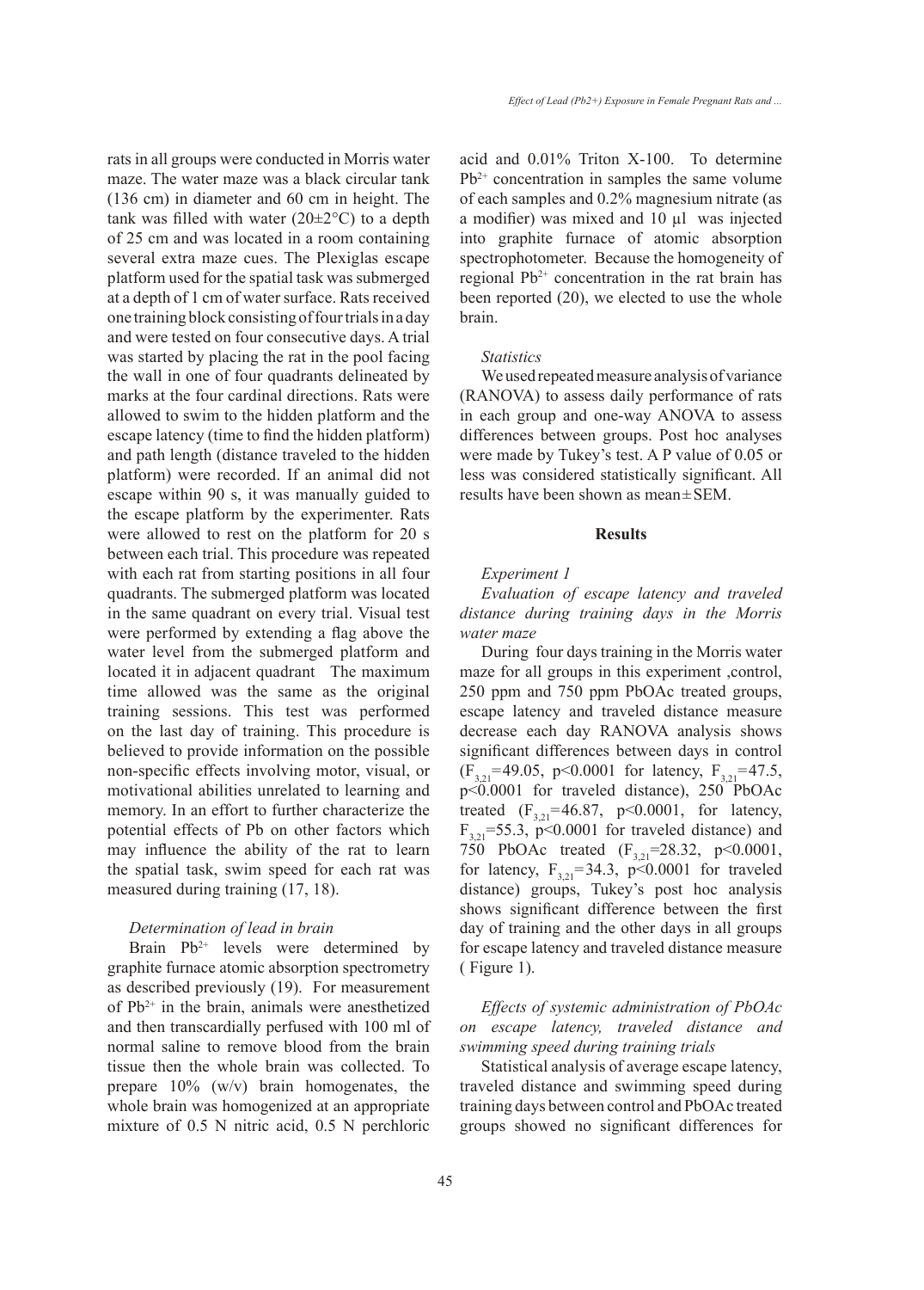rats in all groups were conducted in Morris water maze. The water maze was a black circular tank (136 cm) in diameter and 60 cm in height. The tank was filled with water (20±2°C) to a depth of 25 cm and was located in a room containing several extra maze cues. The Plexiglas escape platform used for the spatial task was submerged at a depth of 1 cm of water surface. Rats received one training block consisting of four trials in a day and were tested on four consecutive days. A trial was started by placing the rat in the pool facing the wall in one of four quadrants delineated by marks at the four cardinal directions. Rats were allowed to swim to the hidden platform and the escape latency (time to find the hidden platform) and path length (distance traveled to the hidden platform) were recorded. If an animal did not escape within 90 s, it was manually guided to the escape platform by the experimenter. Rats were allowed to rest on the platform for 20 s between each trial. This procedure was repeated with each rat from starting positions in all four quadrants. The submerged platform was located in the same quadrant on every trial. Visual test were performed by extending a flag above the water level from the submerged platform and located it in adjacent quadrant The maximum time allowed was the same as the original training sessions. This test was performed on the last day of training. This procedure is believed to provide information on the possible non-specific effects involving motor, visual, or motivational abilities unrelated to learning and memory. In an effort to further characterize the potential effects of Pb on other factors which may influence the ability of the rat to learn the spatial task, swim speed for each rat was measured during training (17, 18).

### *Determination of lead in brain*

Brain $Pb^{2+}$ levels were determined by graphite furnace atomic absorption spectrometry as described previously (19). For measurement of $Pb^{2+}$ in the brain, animals were anesthetized and then transcardially perfused with 100 ml of normal saline to remove blood from the brain tissue then the whole brain was collected. To prepare 10% (w/v) brain homogenates, the whole brain was homogenized at an appropriate mixture of 0.5 N nitric acid, 0.5 N perchloric acid and 0.01% Triton X-100. To determine $Pb^{2+}$ concentration in samples the same volume of each samples and 0.2% magnesium nitrate (as a modifier) was mixed and 10 µl was injected into graphite furnace of atomic absorption spectrophotometer. Because the homogeneity of regional $Pb^{2+}$ concentration in the rat brain has been reported (20), we elected to use the whole brain.

### *Statistics*

We used repeated measure analysis of variance (RANOVA) to assess daily performance of rats in each group and one-way ANOVA to assess differences between groups. Post hoc analyses were made by Tukey's test. A P value of 0.05 or less was considered statistically significant. All results have been shown as mean ± SEM.

## Results

### *Experiment 1*

### *Evaluation of escape latency and traveled distance during training days in the Morris water maze*

During four days training in the Morris water maze for all groups in this experiment ,control, 250 ppm and 750 ppm PbOAc treated groups, escape latency and traveled distance measure decrease each day RANOVA analysis shows significant differences between days in control ($F_{3,21}$=49.05, $p<0.0001$ for latency, $F_{3,21}$=47.5, $p<0.0001$ for traveled distance), 250 PbOAc treated ($F_{3,21}$=46.87, $p<0.0001$, for latency, $F_{3,21}$=55.3, $p<0.0001$ for traveled distance) and 750 PbOAc treated ($F_{3,21}$=28.32, $p<0.0001$, for latency, $F_{3,21}$=34.3, $p<0.0001$ for traveled distance) groups, Tukey's post hoc analysis shows significant difference between the first day of training and the other days in all groups for escape latency and traveled distance measure ( Figure 1).

### *Effects of systemic administration of PbOAc on escape latency, traveled distance and swimming speed during training trials*

Statistical analysis of average escape latency, traveled distance and swimming speed during training days between control and PbOAc treated groups showed no significant differences for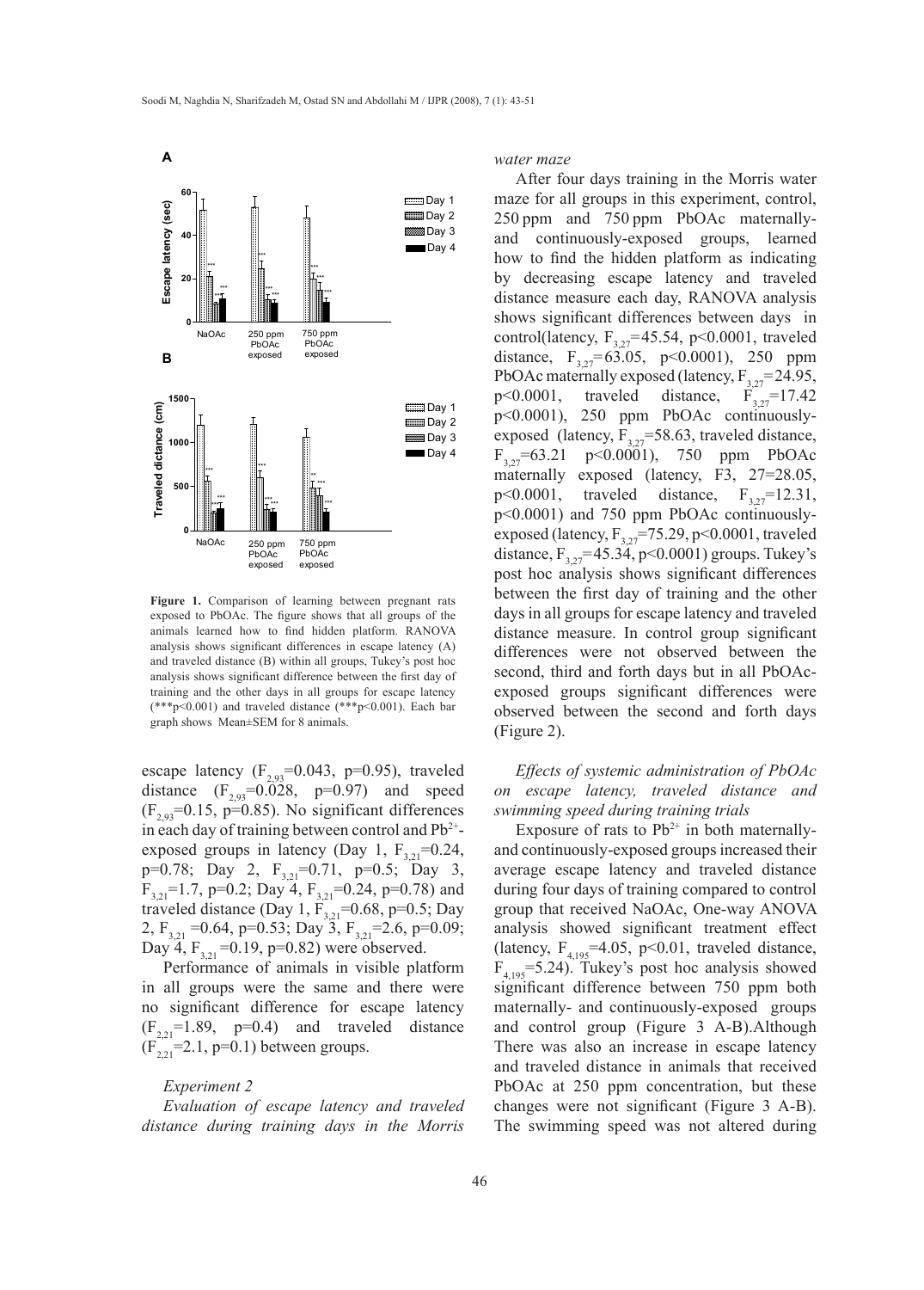**Figure 1.** Comparison of learning between pregnant rats exposed to PbOAc. The figure shows that all groups of the animals learned how to find hidden platform. RANOVA analysis shows significant differences in escape latency (A) and traveled distance (B) within all groups, Tukey's post hoc analysis shows significant difference between the first day of training and the other days in all groups for escape latency (***p<0.001) and traveled distance (***p<0.001). Each bar graph shows Mean±SEM for 8 animals.

escape latency ($F_{2,93}$=0.043, p=0.95), traveled distance ($F_{2,93}$=0.028, p=0.97) and speed ($F_{2,93}$=0.15, p=0.85). No significant differences in each day of training between control and $Pb^{2+}$-exposed groups in latency (Day 1, $F_{3,21}$=0.24, p=0.78; Day 2, $F_{3,21}$=0.71, p=0.5; Day 3, $F_{3,21}$=1.7, p=0.2; Day 4, $F_{3,21}$=0.24, p=0.78) and traveled distance (Day 1, $F_{3,21}$=0.68, p=0.5; Day 2, $F_{3,21}$ =0.64, p=0.53; Day 3, $F_{3,21}$=2.6, p=0.09; Day 4, $F_{3,21}$ =0.19, p=0.82) were observed.

Performance of animals in visible platform in all groups were the same and there were no significant difference for escape latency ($F_{2,21}$=1.89, p=0.4) and traveled distance ($F_{2,21}$=2.1, p=0.1) between groups.

*Experiment 2*

*Evaluation of escape latency and traveled distance during training days in the Morris water maze*

After four days training in the Morris water maze for all groups in this experiment, control, 250 ppm and 750 ppm PbOAc maternally- and continuously-exposed groups, learned how to find the hidden platform as indicating by decreasing escape latency and traveled distance measure each day, RANOVA analysis shows significant differences between days in control(latency, $F_{3,27}$=45.54, p<0.0001, traveled distance, $F_{3,27}$= 63.05, p<0.0001), 250 ppm PbOAc maternally exposed (latency, $F_{3,27}$=24.95, p<0.0001, traveled distance, $F_{3,27}$=17.42 p<0.0001), 250 ppm PbOAc continuously-exposed (latency, $F_{3,27}$=58.63, traveled distance, $F_{3,27}$=63.21 p<0.0001), 750 ppm PbOAc maternally exposed (latency, F3, 27=28.05, p<0.0001, traveled distance, $F_{3,27}$=12.31, p<0.0001) and 750 ppm PbOAc continuously-exposed (latency, $F_{3,27}$=75.29, p<0.0001, traveled distance, $F_{3,27}$=45.34, p<0.0001) groups. Tukey's post hoc analysis shows significant differences between the first day of training and the other days in all groups for escape latency and traveled distance measure. In control group significant differences were not observed between the second, third and forth days but in all PbOAc-exposed groups significant differences were observed between the second and forth days (Figure 2).

*Effects of systemic administration of PbOAc on escape latency, traveled distance and swimming speed during training trials*

Exposure of rats to $Pb^{2+}$ in both maternally- and continuously-exposed groups increased their average escape latency and traveled distance during four days of training compared to control group that received NaOAc, One-way ANOVA analysis showed significant treatment effect (latency, $F_{4,195}$=4.05, p<0.01, traveled distance, $F_{4,195}$=5.24). Tukey's post hoc analysis showed significant difference between 750 ppm both maternally- and continuously-exposed groups and control group (Figure 3 A-B).Although There was also an increase in escape latency and traveled distance in animals that received PbOAc at 250 ppm concentration, but these changes were not significant (Figure 3 A-B). The swimming speed was not altered during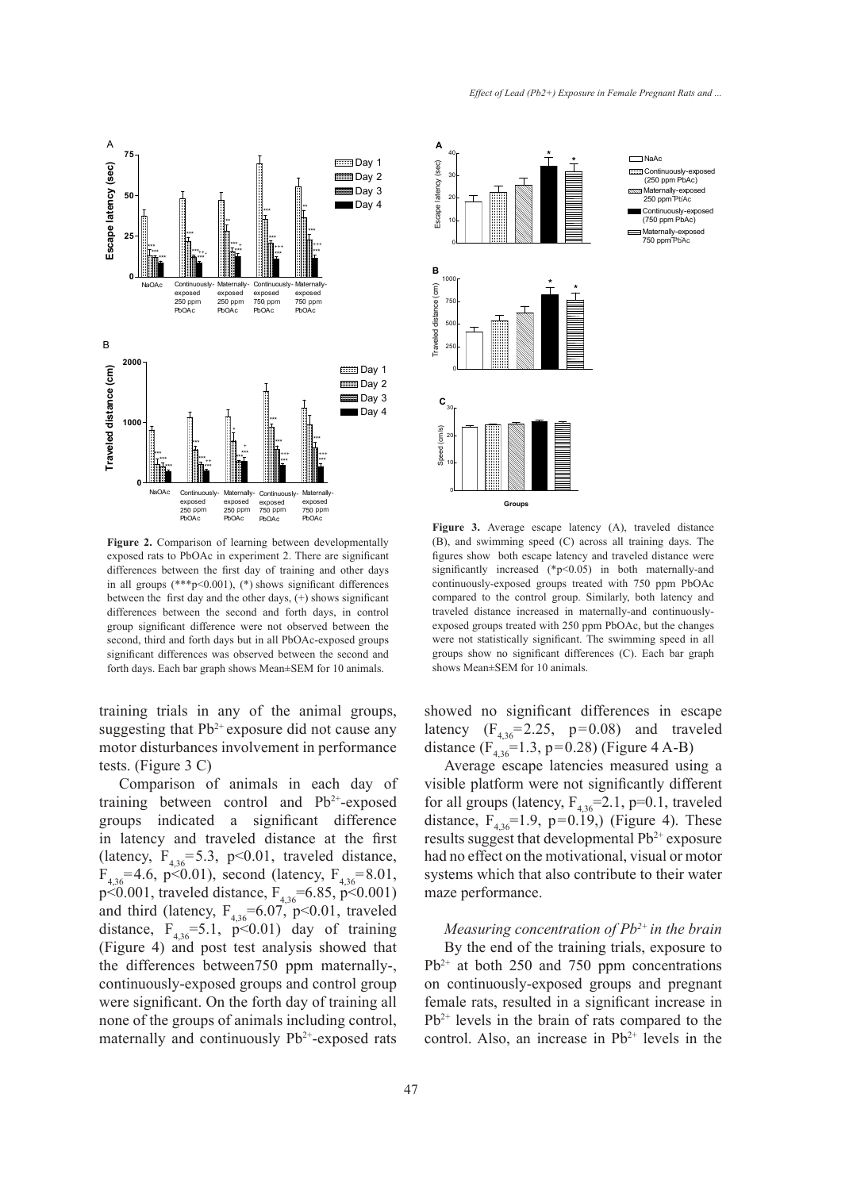**Figure 2.** Comparison of learning between developmentally exposed rats to PbOAc in experiment 2. There are significant differences between the first day of training and other days in all groups (***p<0.001), (*) shows significant differences between the first day and the other days, (+) shows significant differences between the second and forth days, in control group significant difference were not observed between the second, third and forth days but in all PbOAc-exposed groups significant differences was observed between the second and forth days. Each bar graph shows Mean±SEM for 10 animals.

**Figure 3.** Average escape latency (A), traveled distance (B), and swimming speed (C) across all training days. The figures show both escape latency and traveled distance were significantly increased (*p<0.05) in both maternally-and continuously-exposed groups treated with 750 ppm PbOAc compared to the control group. Similarly, both latency and traveled distance increased in maternally-and continuously-exposed groups treated with 250 ppm PbOAc, but the changes were not statistically significant. The swimming speed in all groups show no significant differences (C). Each bar graph shows Mean±SEM for 10 animals.

training trials in any of the animal groups, suggesting that $Pb^{2+}$ exposure did not cause any motor disturbances involvement in performance tests. (Figure 3 C)

Comparison of animals in each day of training between control and $Pb^{2+}$-exposed groups indicated a significant difference in latency and traveled distance at the first (latency, $F_{4,36}=5.3$, $p<0.01$, traveled distance, $F_{4,36}=4.6$, $p<0.01$), second (latency, $F_{4,36}=8.01$, $p<0.001$, traveled distance, $F_{4,36}=6.85$, $p<0.001$) and third (latency, $F_{4,36}=6.07$, $p<0.01$, traveled distance, $F_{4,36}=5.1$, $p<0.01$) day of training (Figure 4) and post test analysis showed that the differences between750 ppm maternally-, continuously-exposed groups and control group were significant. On the forth day of training all none of the groups of animals including control, maternally and continuously $Pb^{2+}$-exposed rats showed no significant differences in escape latency ($F_{4,36}=2.25$, $p=0.08$) and traveled distance ($F_{4,36}=1.3$, $p=0.28$) (Figure 4 A-B)

Average escape latencies measured using a visible platform were not significantly different for all groups (latency, $F_{4,36}=2.1$, $p=0.1$, traveled distance, $F_{4,36}=1.9$, $p=0.19$,) (Figure 4). These results suggest that developmental $Pb^{2+}$ exposure had no effect on the motivational, visual or motor systems which that also contribute to their water maze performance.

### *Measuring concentration of $Pb^{2+}$ in the brain*

By the end of the training trials, exposure to $Pb^{2+}$ at both 250 and 750 ppm concentrations on continuously-exposed groups and pregnant female rats, resulted in a significant increase in $Pb^{2+}$ levels in the brain of rats compared to the control. Also, an increase in $Pb^{2+}$ levels in the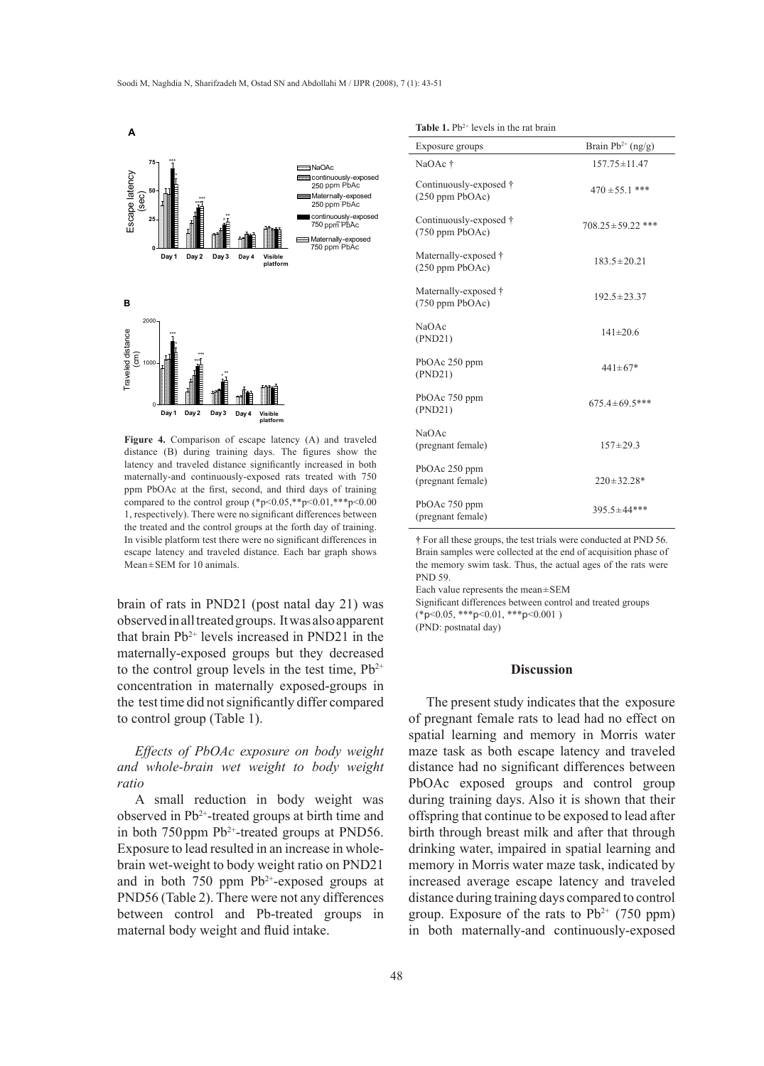**Figure 4.** Comparison of escape latency (A) and traveled distance (B) during training days. The figures show the latency and traveled distance significantly increased in both maternally-and continuously-exposed rats treated with 750 ppm PbOAc at the first, second, and third days of training compared to the control group (*p<0.05,**p<0.01,***p<0.001, respectively). There were no significant differences between the treated and the control groups at the forth day of training. In visible platform test there were no significant differences in escape latency and traveled distance. Each bar graph shows Mean±SEM for 10 animals.

brain of rats in PND21 (post natal day 21) was observed in all treated groups. It was also apparent that brain $Pb^{2+}$ levels increased in PND21 in the maternally-exposed groups but they decreased to the control group levels in the test time, $Pb^{2+}$ concentration in maternally exposed-groups in the test time did not significantly differ compared to control group (Table 1).

### *Effects of PbOAc exposure on body weight and whole-brain wet weight to body weight ratio*

A small reduction in body weight was observed in $Pb^{2+}$-treated groups at birth time and in both 750 ppm $Pb^{2+}$-treated groups at PND56. Exposure to lead resulted in an increase in whole-brain wet-weight to body weight ratio on PND21 and in both 750 ppm $Pb^{2+}$-exposed groups at PND56 (Table 2). There were not any differences between control and Pb-treated groups in maternal body weight and fluid intake.

**Table 1.** $Pb^{2+}$ levels in the rat brain

| Exposure groups | Brain $Pb^{2+}$ (ng/g) |
|---|---|
| NaOAc † | 157.75±11.47 |
| Continuously-exposed † (250 ppm PbOAc) | 470 ±55.1 *** |
| Continuously-exposed † (750 ppm PbOAc) | 708.25±59.22 *** |
| Maternally-exposed † (250 ppm PbOAc) | 183.5±20.21 |
| Maternally-exposed † (750 ppm PbOAc) | 192.5±23.37 |
| NaOAc (PND21) | 141±20.6 |
| PbOAc 250 ppm (PND21) | 441±67* |
| PbOAc 750 ppm (PND21) | 675.4±69.5*** |
| NaOAc (pregnant female) | 157±29.3 |
| PbOAc 250 ppm (pregnant female) | 220±32.28* |
| PbOAc 750 ppm (pregnant female) | 395.5±44*** |

† For all these groups, the test trials were conducted at PND 56. Brain samples were collected at the end of acquisition phase of the memory swim task. Thus, the actual ages of the rats were PND 59.

Each value represents the mean±SEM

Significant differences between control and treated groups (*p<0.05, ***p<0.01, ***p<0.001 )

(PND: postnatal day)

## Discussion

The present study indicates that the exposure of pregnant female rats to lead had no effect on spatial learning and memory in Morris water maze task as both escape latency and traveled distance had no significant differences between PbOAc exposed groups and control group during training days. Also it is shown that their offspring that continue to be exposed to lead after birth through breast milk and after that through drinking water, impaired in spatial learning and memory in Morris water maze task, indicated by increased average escape latency and traveled distance during training days compared to control group. Exposure of the rats to $Pb^{2+}$ (750 ppm) in both maternally-and continuously-exposed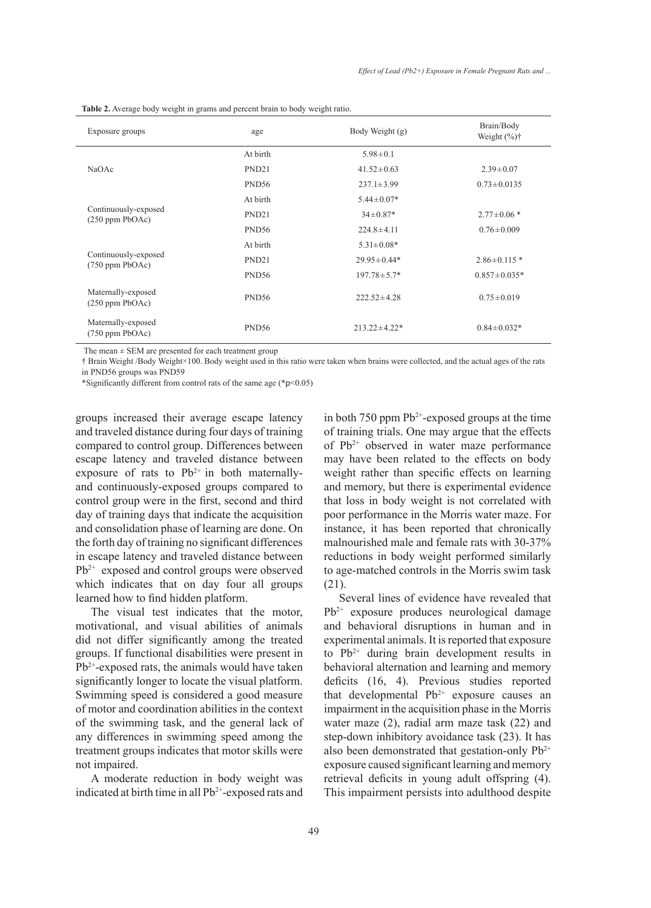**Table 2.** Average body weight in grams and percent brain to body weight ratio.

| Exposure groups | age | Body Weight (g) | Brain/Body Weight (%)† |
|---|---|---|---|
| NaOAc | At birth | 5.98±0.1 | |
| | PND21 | 41.52±0.63 | 2.39±0.07 |
| | PND56 | 237.1±3.99 | 0.73±0.0135 |
| Continuously-exposed (250 ppm PbOAc) | At birth | 5.44±0.07* | |
| | PND21 | 34±0.87* | 2.77±0.06 * |
| | PND56 | 224.8±4.11 | 0.76±0.009 |
| Continuously-exposed (750 ppm PbOAc) | At birth | 5.31±0.08* | |
| | PND21 | 29.95±0.44* | 2.86±0.115 * |
| | PND56 | 197.78±5.7* | 0.857±0.035* |
| Maternally-exposed (250 ppm PbOAc) | PND56 | 222.52±4.28 | 0.75±0.019 |
| Maternally-exposed (750 ppm PbOAc) | PND56 | 213.22±4.22* | 0.84±0.032* |

The mean ± SEM are presented for each treatment group

† Brain Weight /Body Weight×100. Body weight used in this ratio were taken when brains were collected, and the actual ages of the rats in PND56 groups was PND59

*Significantly different from control rats of the same age (*$p<0.05$)

groups increased their average escape latency and traveled distance during four days of training compared to control group. Differences between escape latency and traveled distance between exposure of rats to $Pb^{2+}$ in both maternally- and continuously-exposed groups compared to control group were in the first, second and third day of training days that indicate the acquisition and consolidation phase of learning are done. On the forth day of training no significant differences in escape latency and traveled distance between $Pb^{2+}$ exposed and control groups were observed which indicates that on day four all groups learned how to find hidden platform.

The visual test indicates that the motor, motivational, and visual abilities of animals did not differ significantly among the treated groups. If functional disabilities were present in $Pb^{2+}$-exposed rats, the animals would have taken significantly longer to locate the visual platform. Swimming speed is considered a good measure of motor and coordination abilities in the context of the swimming task, and the general lack of any differences in swimming speed among the treatment groups indicates that motor skills were not impaired.

A moderate reduction in body weight was indicated at birth time in all $Pb^{2+}$-exposed rats and in both 750 ppm $Pb^{2+}$-exposed groups at the time of training trials. One may argue that the effects of $Pb^{2+}$ observed in water maze performance may have been related to the effects on body weight rather than specific effects on learning and memory, but there is experimental evidence that loss in body weight is not correlated with poor performance in the Morris water maze. For instance, it has been reported that chronically malnourished male and female rats with 30-37% reductions in body weight performed similarly to age-matched controls in the Morris swim task (21).

Several lines of evidence have revealed that $Pb^{2+}$ exposure produces neurological damage and behavioral disruptions in human and in experimental animals. It is reported that exposure to $Pb^{2+}$ during brain development results in behavioral alternation and learning and memory deficits (16, 4). Previous studies reported that developmental $Pb^{2+}$ exposure causes an impairment in the acquisition phase in the Morris water maze (2), radial arm maze task (22) and step-down inhibitory avoidance task (23). It has also been demonstrated that gestation-only $Pb^{2+}$ exposure caused significant learning and memory retrieval deficits in young adult offspring (4). This impairment persists into adulthood despite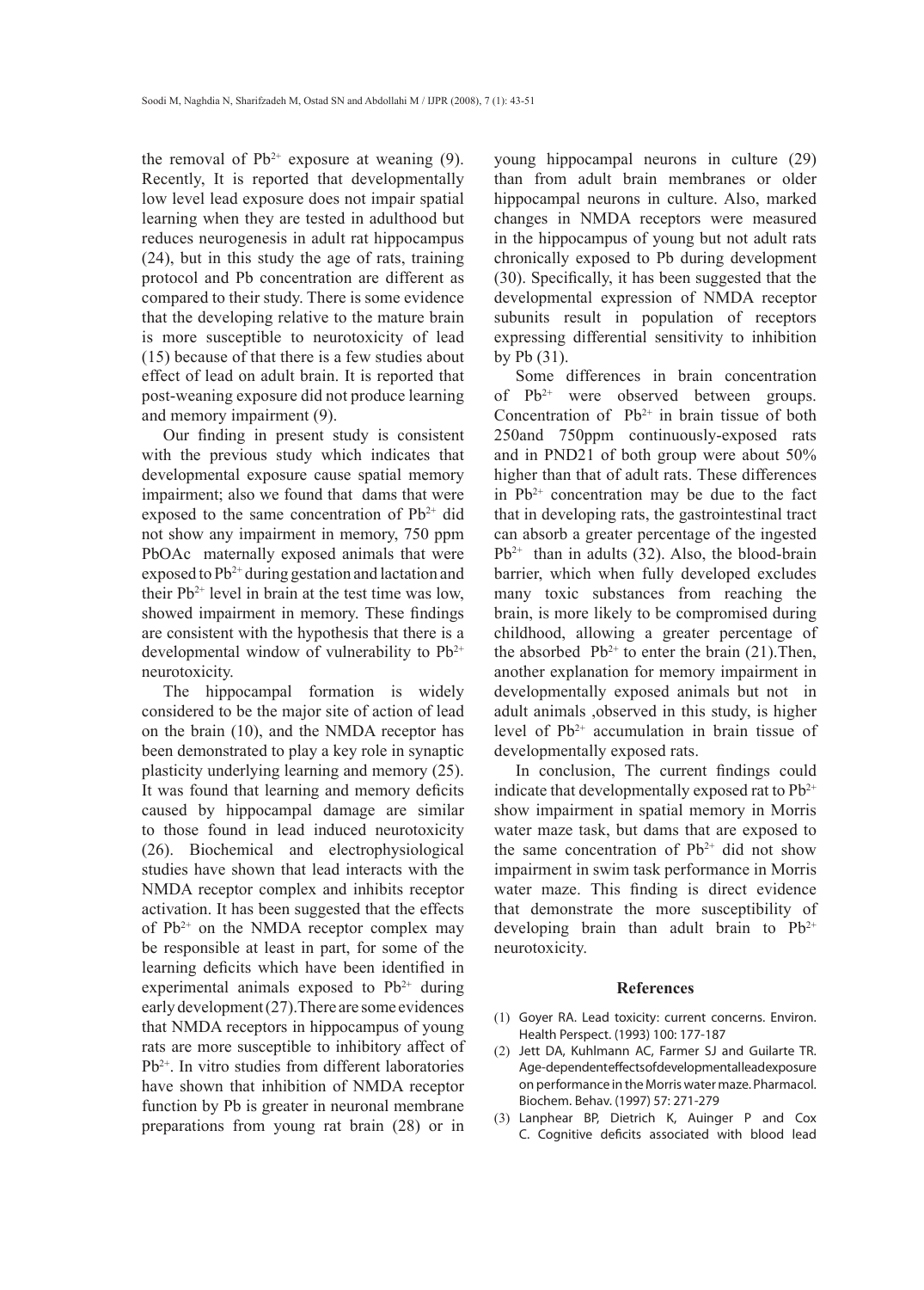the removal of $Pb^{2+}$ exposure at weaning (9). Recently, It is reported that developmentally low level lead exposure does not impair spatial learning when they are tested in adulthood but reduces neurogenesis in adult rat hippocampus (24), but in this study the age of rats, training protocol and Pb concentration are different as compared to their study. There is some evidence that the developing relative to the mature brain is more susceptible to neurotoxicity of lead (15) because of that there is a few studies about effect of lead on adult brain. It is reported that post-weaning exposure did not produce learning and memory impairment (9).

Our finding in present study is consistent with the previous study which indicates that developmental exposure cause spatial memory impairment; also we found that dams that were exposed to the same concentration of $Pb^{2+}$ did not show any impairment in memory, 750 ppm PbOAc maternally exposed animals that were exposed to $Pb^{2+}$ during gestation and lactation and their $Pb^{2+}$ level in brain at the test time was low, showed impairment in memory. These findings are consistent with the hypothesis that there is a developmental window of vulnerability to $Pb^{2+}$ neurotoxicity.

The hippocampal formation is widely considered to be the major site of action of lead on the brain (10), and the NMDA receptor has been demonstrated to play a key role in synaptic plasticity underlying learning and memory (25). It was found that learning and memory deficits caused by hippocampal damage are similar to those found in lead induced neurotoxicity (26). Biochemical and electrophysiological studies have shown that lead interacts with the NMDA receptor complex and inhibits receptor activation. It has been suggested that the effects of $Pb^{2+}$ on the NMDA receptor complex may be responsible at least in part, for some of the learning deficits which have been identified in experimental animals exposed to $Pb^{2+}$ during early development (27).There are some evidences that NMDA receptors in hippocampus of young rats are more susceptible to inhibitory affect of $Pb^{2+}$. In vitro studies from different laboratories have shown that inhibition of NMDA receptor function by Pb is greater in neuronal membrane preparations from young rat brain (28) or in young hippocampal neurons in culture (29) than from adult brain membranes or older hippocampal neurons in culture. Also, marked changes in NMDA receptors were measured in the hippocampus of young but not adult rats chronically exposed to Pb during development (30). Specifically, it has been suggested that the developmental expression of NMDA receptor subunits result in population of receptors expressing differential sensitivity to inhibition by Pb (31).

Some differences in brain concentration of $Pb^{2+}$ were observed between groups. Concentration of $Pb^{2+}$ in brain tissue of both 250and 750ppm continuously-exposed rats and in PND21 of both group were about 50% higher than that of adult rats. These differences in $Pb^{2+}$ concentration may be due to the fact that in developing rats, the gastrointestinal tract can absorb a greater percentage of the ingested $Pb^{2+}$ than in adults (32). Also, the blood-brain barrier, which when fully developed excludes many toxic substances from reaching the brain, is more likely to be compromised during childhood, allowing a greater percentage of the absorbed $Pb^{2+}$ to enter the brain (21).Then, another explanation for memory impairment in developmentally exposed animals but not in adult animals ,observed in this study, is higher level of $Pb^{2+}$ accumulation in brain tissue of developmentally exposed rats.

In conclusion, The current findings could indicate that developmentally exposed rat to $Pb^{2+}$ show impairment in spatial memory in Morris water maze task, but dams that are exposed to the same concentration of $Pb^{2+}$ did not show impairment in swim task performance in Morris water maze. This finding is direct evidence that demonstrate the more susceptibility of developing brain than adult brain to $Pb^{2+}$ neurotoxicity.

## References

(1) Goyer RA. Lead toxicity: current concerns. Environ. Health Perspect. (1993) 100: 177-187

(2) Jett DA, Kuhlmann AC, Farmer SJ and Guilarte TR. Age-dependent effects of developmental lead exposure on performance in the Morris water maze. Pharmacol. Biochem. Behav. (1997) 57: 271-279

(3) Lanphear BP, Dietrich K, Auinger P and Cox C. Cognitive deficits associated with blood lead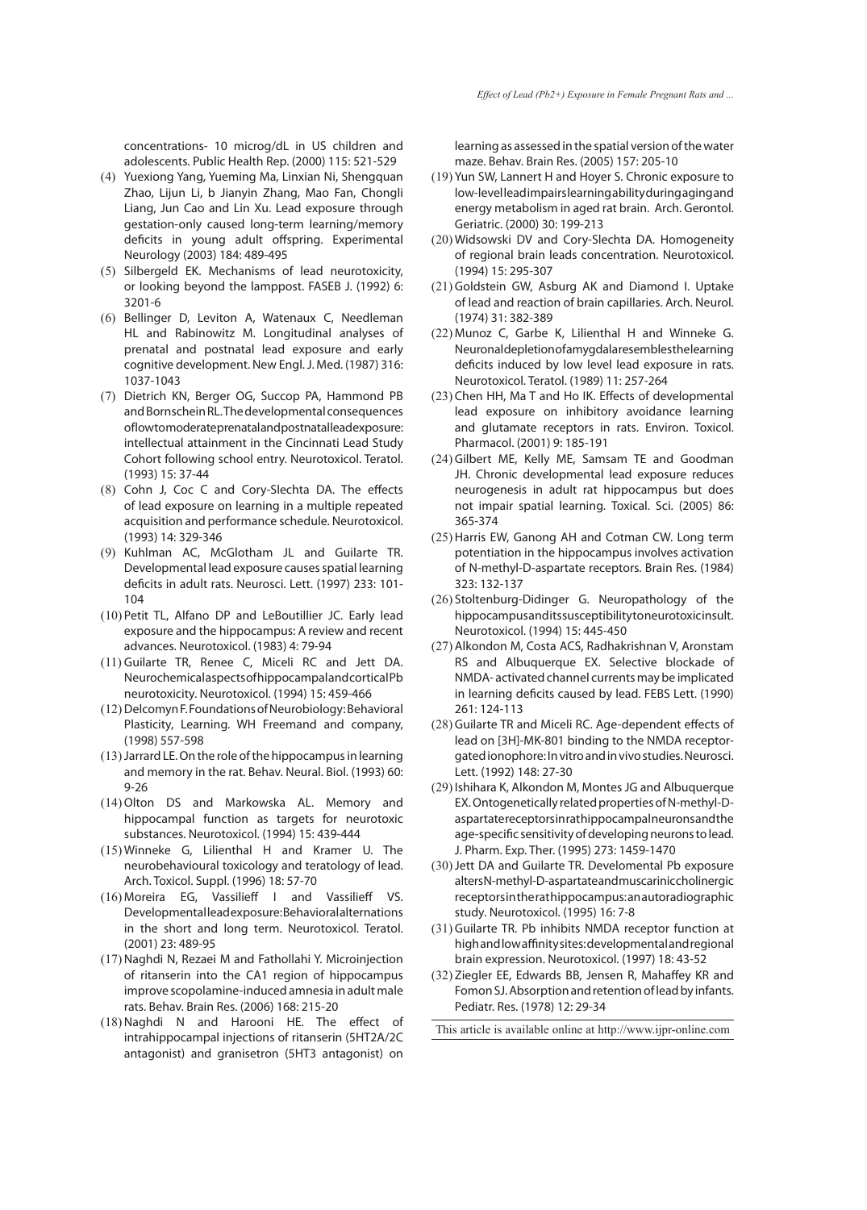concentrations- 10 microg/dL in US children and adolescents. Public Health Rep. (2000) 115: 521-529

(4) Yuexiong Yang, Yueming Ma, Linxian Ni, Shengquan Zhao, Lijun Li, b Jianyin Zhang, Mao Fan, Chongli Liang, Jun Cao and Lin Xu. Lead exposure through gestation-only caused long-term learning/memory deficits in young adult offspring. Experimental Neurology (2003) 184: 489-495

(5) Silbergeld EK. Mechanisms of lead neurotoxicity, or looking beyond the lamppost. FASEB J. (1992) 6: 3201-6

(6) Bellinger D, Leviton A, Watenaux C, Needleman HL and Rabinowitz M. Longitudinal analyses of prenatal and postnatal lead exposure and early cognitive development. New Engl. J. Med. (1987) 316: 1037-1043

(7) Dietrich KN, Berger OG, Succop PA, Hammond PB and Bornschein RL. The developmental consequences of low to moderate prenatal and postnatal lead exposure: intellectual attainment in the Cincinnati Lead Study Cohort following school entry. Neurotoxicol. Teratol. (1993) 15: 37-44

(8) Cohn J, Coc C and Cory-Slechta DA. The effects of lead exposure on learning in a multiple repeated acquisition and performance schedule. Neurotoxicol. (1993) 14: 329-346

(9) Kuhlman AC, McGlotham JL and Guilarte TR. Developmental lead exposure causes spatial learning deficits in adult rats. Neurosci. Lett. (1997) 233: 101-104

(10) Petit TL, Alfano DP and LeBoutillier JC. Early lead exposure and the hippocampus: A review and recent advances. Neurotoxicol. (1983) 4: 79-94

(11) Guilarte TR, Renee C, Miceli RC and Jett DA. Neurochemical aspects of hippocampal and cortical Pb neurotoxicity. Neurotoxicol. (1994) 15: 459-466

(12) Delcomyn F. Foundations of Neurobiology: Behavioral Plasticity, Learning. WH Freemand and company, (1998) 557-598

(13) Jarrard LE. On the role of the hippocampus in learning and memory in the rat. Behav. Neural. Biol. (1993) 60: 9-26

(14) Olton DS and Markowska AL. Memory and hippocampal function as targets for neurotoxic substances. Neurotoxicol. (1994) 15: 439-444

(15) Winneke G, Lilienthal H and Kramer U. The neurobehavioural toxicology and teratology of lead. Arch. Toxicol. Suppl. (1996) 18: 57-70

(16) Moreira EG, Vassilieff I and Vassilieff VS. Developmental lead exposure: Behavioral alternations in the short and long term. Neurotoxicol. Teratol. (2001) 23: 489-95

(17) Naghdi N, Rezaei M and Fathollahi Y. Microinjection of ritanserin into the CA1 region of hippocampus improve scopolamine-induced amnesia in adult male rats. Behav. Brain Res. (2006) 168: 215-20

(18) Naghdi N and Harooni HE. The effect of intrahippocampal injections of ritanserin (5HT2A/2C antagonist) and granisetron (5HT3 antagonist) on learning as assessed in the spatial version of the water maze. Behav. Brain Res. (2005) 157: 205-10

(19) Yun SW, Lannert H and Hoyer S. Chronic exposure to low-level lead impairs learning ability during aging and energy metabolism in aged rat brain. Arch. Gerontol. Geriatric. (2000) 30: 199-213

(20) Widsowski DV and Cory-Slechta DA. Homogeneity of regional brain leads concentration. Neurotoxicol. (1994) 15: 295-307

(21) Goldstein GW, Asburg AK and Diamond I. Uptake of lead and reaction of brain capillaries. Arch. Neurol. (1974) 31: 382-389

(22) Munoz C, Garbe K, Lilienthal H and Winneke G. Neuronal depletion of amygdala resembles the learning deficits induced by low level lead exposure in rats. Neurotoxicol. Teratol. (1989) 11: 257-264

(23) Chen HH, Ma T and Ho IK. Effects of developmental lead exposure on inhibitory avoidance learning and glutamate receptors in rats. Environ. Toxicol. Pharmacol. (2001) 9: 185-191

(24) Gilbert ME, Kelly ME, Samsam TE and Goodman JH. Chronic developmental lead exposure reduces neurogenesis in adult rat hippocampus but does not impair spatial learning. Toxical. Sci. (2005) 86: 365-374

(25) Harris EW, Ganong AH and Cotman CW. Long term potentiation in the hippocampus involves activation of N-methyl-D-aspartate receptors. Brain Res. (1984) 323: 132-137

(26) Stoltenburg-Didinger G. Neuropathology of the hippocampus and its susceptibility to neurotoxic insult. Neurotoxicol. (1994) 15: 445-450

(27) Alkondon M, Costa ACS, Radhakrishnan V, Aronstam RS and Albuquerque EX. Selective blockade of NMDA- activated channel currents may be implicated in learning deficits caused by lead. FEBS Lett. (1990) 261: 124-113

(28) Guilarte TR and Miceli RC. Age-dependent effects of lead on [3H]-MK-801 binding to the NMDA receptor-gated ionophore: In vitro and in vivo studies. Neurosci. Lett. (1992) 148: 27-30

(29) Ishihara K, Alkondon M, Montes JG and Albuquerque EX. Ontogenetically related properties of N-methyl-D-aspartate receptors in rat hippocampal neurons and the age-specific sensitivity of developing neurons to lead. J. Pharm. Exp. Ther. (1995) 273: 1459-1470

(30) Jett DA and Guilarte TR. Develomental Pb exposure alters N-methyl-D-aspartate and muscarinic cholinergic receptors in the rat hippocampus: an autoradiographic study. Neurotoxicol. (1995) 16: 7-8

(31) Guilarte TR. Pb inhibits NMDA receptor function at high and low affinity sites: developmental and regional brain expression. Neurotoxicol. (1997) 18: 43-52

(32) Ziegler EE, Edwards BB, Jensen R, Mahaffey KR and Fomon SJ. Absorption and retention of lead by infants. Pediatr. Res. (1978) 12: 29-34

This article is available online at http://www.ijpr-online.com